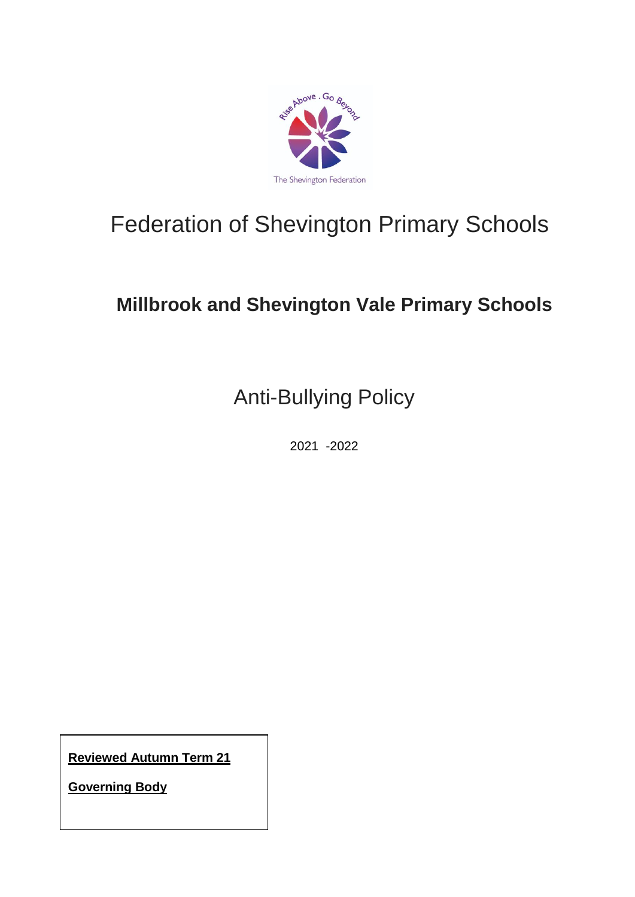Rise Above . Go Beyond

The Shevington Federation

# Federation of Shevington Primary Schools

## Millbrook and Shevington Vale Primary Schools

# Anti-Bullying Policy

2021 -2022

**Reviewed Autumn Term 21**

**Governing Body**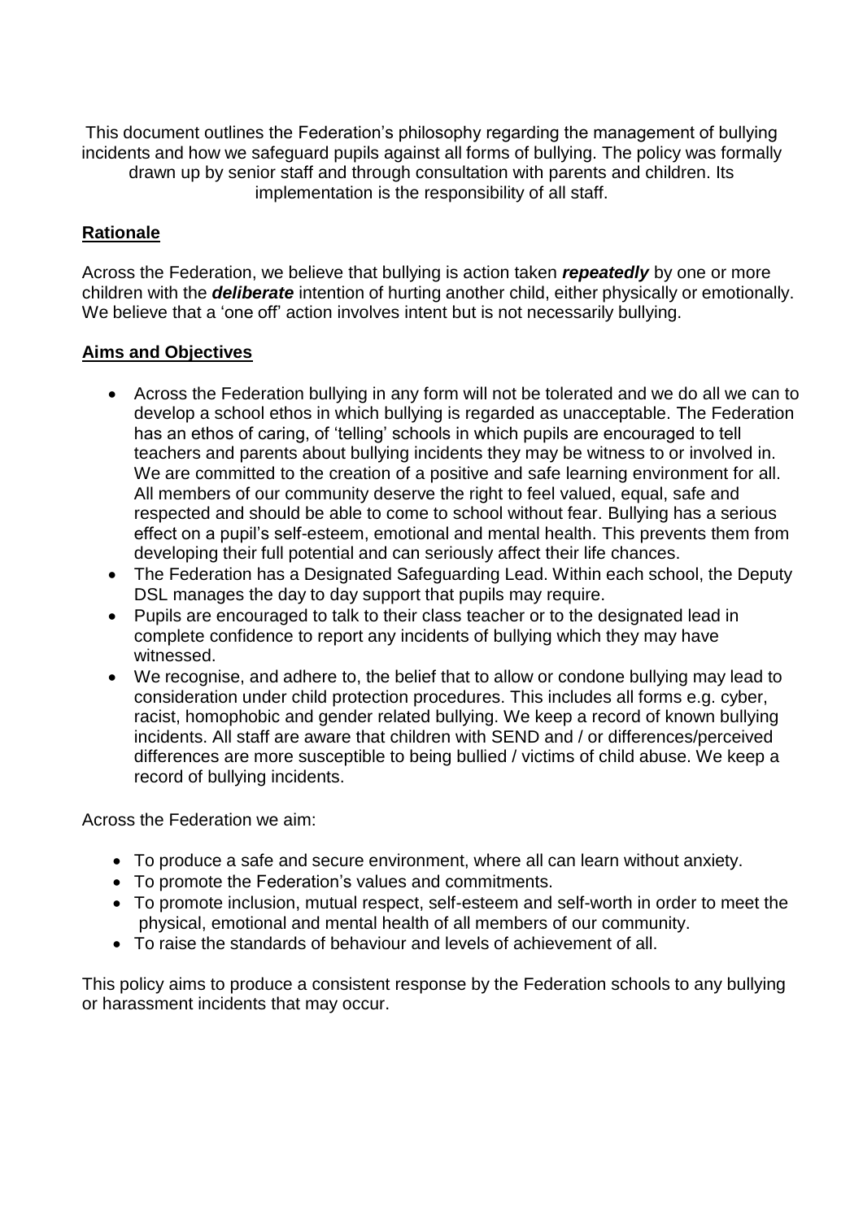This document outlines the Federation's philosophy regarding the management of bullying incidents and how we safeguard pupils against all forms of bullying. The policy was formally drawn up by senior staff and through consultation with parents and children. Its implementation is the responsibility of all staff.

## Rationale

Across the Federation, we believe that bullying is action taken ***repeatedly*** by one or more children with the ***deliberate*** intention of hurting another child, either physically or emotionally. We believe that a 'one off' action involves intent but is not necessarily bullying.

## Aims and Objectives

- Across the Federation bullying in any form will not be tolerated and we do all we can to develop a school ethos in which bullying is regarded as unacceptable. The Federation has an ethos of caring, of 'telling' schools in which pupils are encouraged to tell teachers and parents about bullying incidents they may be witness to or involved in. We are committed to the creation of a positive and safe learning environment for all. All members of our community deserve the right to feel valued, equal, safe and respected and should be able to come to school without fear. Bullying has a serious effect on a pupil's self-esteem, emotional and mental health. This prevents them from developing their full potential and can seriously affect their life chances.
- The Federation has a Designated Safeguarding Lead. Within each school, the Deputy DSL manages the day to day support that pupils may require.
- Pupils are encouraged to talk to their class teacher or to the designated lead in complete confidence to report any incidents of bullying which they may have witnessed.
- We recognise, and adhere to, the belief that to allow or condone bullying may lead to consideration under child protection procedures. This includes all forms e.g. cyber, racist, homophobic and gender related bullying. We keep a record of known bullying incidents. All staff are aware that children with SEND and / or differences/perceived differences are more susceptible to being bullied / victims of child abuse. We keep a record of bullying incidents.

Across the Federation we aim:

- To produce a safe and secure environment, where all can learn without anxiety.
- To promote the Federation's values and commitments.
- To promote inclusion, mutual respect, self-esteem and self-worth in order to meet the physical, emotional and mental health of all members of our community.
- To raise the standards of behaviour and levels of achievement of all.

This policy aims to produce a consistent response by the Federation schools to any bullying or harassment incidents that may occur.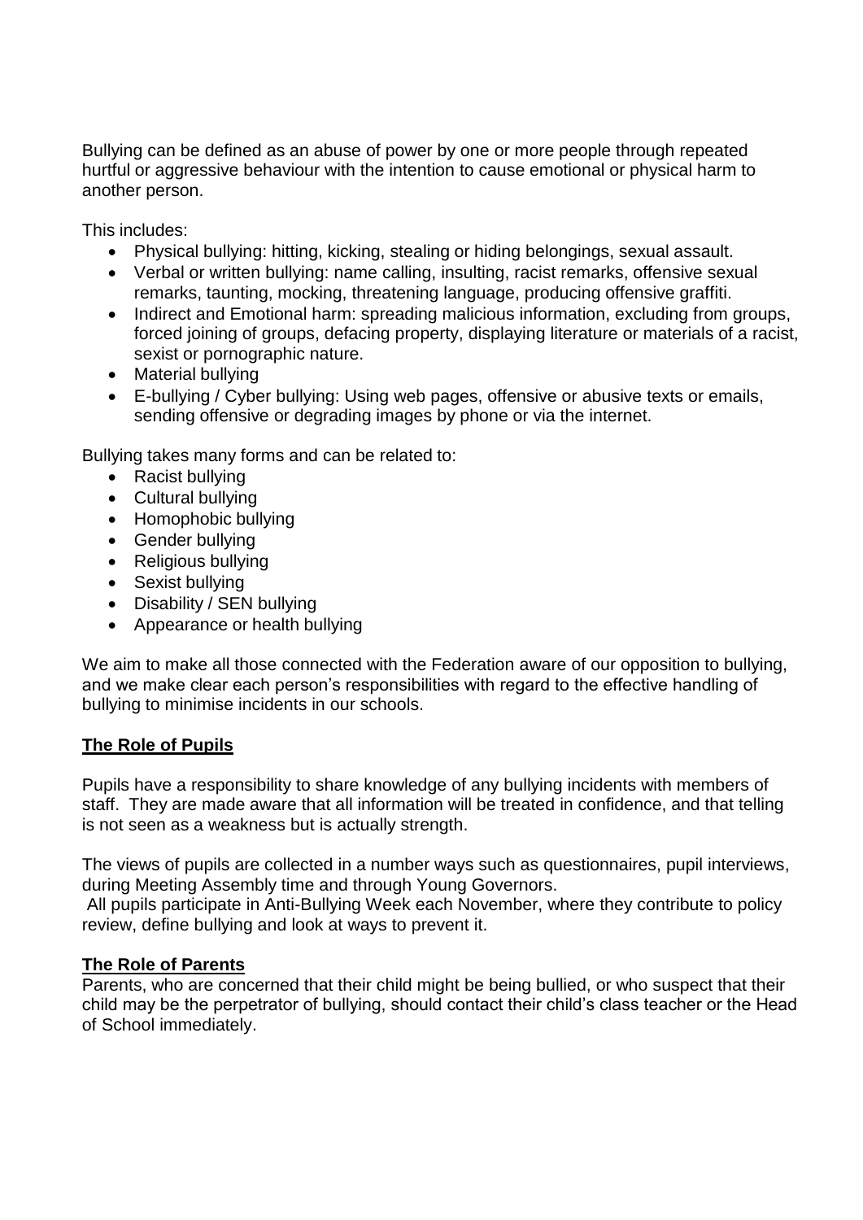Bullying can be defined as an abuse of power by one or more people through repeated hurtful or aggressive behaviour with the intention to cause emotional or physical harm to another person.

This includes:

- Physical bullying: hitting, kicking, stealing or hiding belongings, sexual assault.
- Verbal or written bullying: name calling, insulting, racist remarks, offensive sexual remarks, taunting, mocking, threatening language, producing offensive graffiti.
- Indirect and Emotional harm: spreading malicious information, excluding from groups, forced joining of groups, defacing property, displaying literature or materials of a racist, sexist or pornographic nature.
- Material bullying
- E-bullying / Cyber bullying: Using web pages, offensive or abusive texts or emails, sending offensive or degrading images by phone or via the internet.

Bullying takes many forms and can be related to:

- Racist bullying
- Cultural bullying
- Homophobic bullying
- Gender bullying
- Religious bullying
- Sexist bullying
- Disability / SEN bullying
- Appearance or health bullying

We aim to make all those connected with the Federation aware of our opposition to bullying, and we make clear each person's responsibilities with regard to the effective handling of bullying to minimise incidents in our schools.

## The Role of Pupils

Pupils have a responsibility to share knowledge of any bullying incidents with members of staff. They are made aware that all information will be treated in confidence, and that telling is not seen as a weakness but is actually strength.

The views of pupils are collected in a number ways such as questionnaires, pupil interviews, during Meeting Assembly time and through Young Governors.

All pupils participate in Anti-Bullying Week each November, where they contribute to policy review, define bullying and look at ways to prevent it.

## The Role of Parents

Parents, who are concerned that their child might be being bullied, or who suspect that their child may be the perpetrator of bullying, should contact their child's class teacher or the Head of School immediately.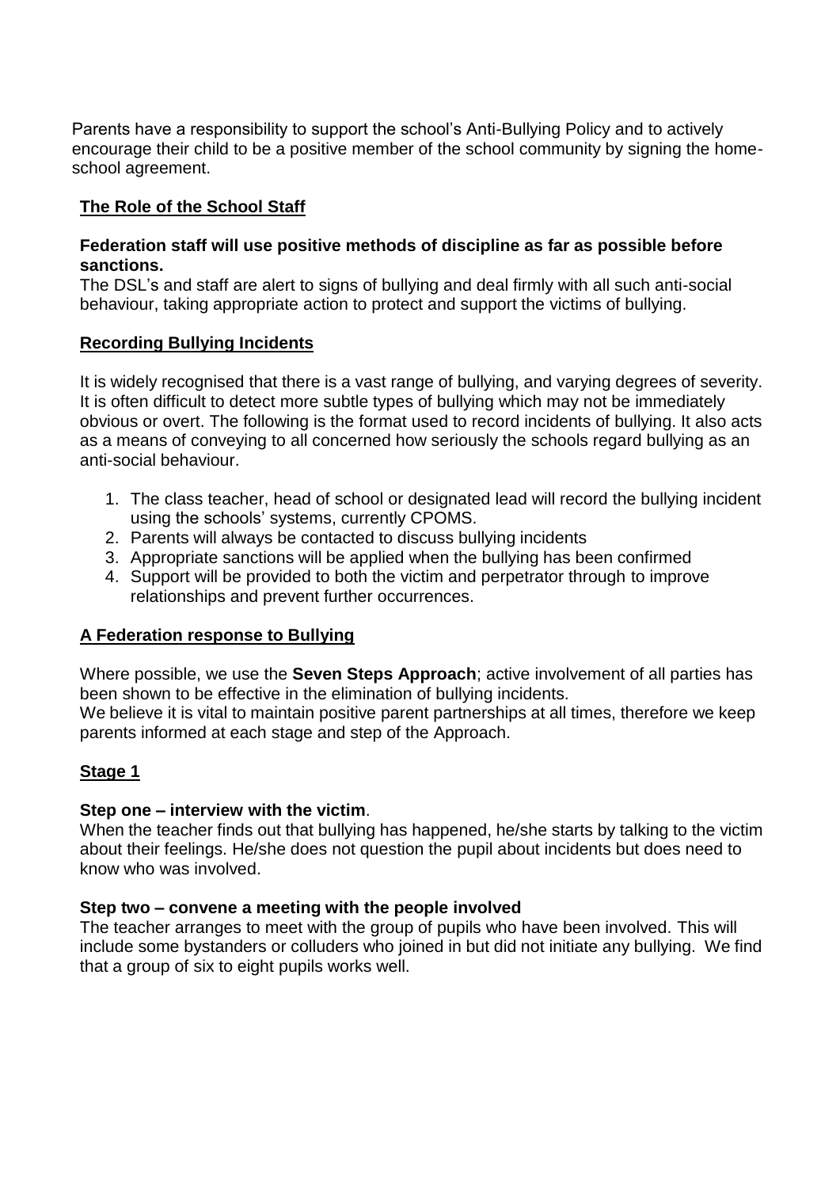Parents have a responsibility to support the school's Anti-Bullying Policy and to actively encourage their child to be a positive member of the school community by signing the home-school agreement.

## The Role of the School Staff

**Federation staff will use positive methods of discipline as far as possible before sanctions.**
The DSL's and staff are alert to signs of bullying and deal firmly with all such anti-social behaviour, taking appropriate action to protect and support the victims of bullying.

## Recording Bullying Incidents

It is widely recognised that there is a vast range of bullying, and varying degrees of severity. It is often difficult to detect more subtle types of bullying which may not be immediately obvious or overt. The following is the format used to record incidents of bullying. It also acts as a means of conveying to all concerned how seriously the schools regard bullying as an anti-social behaviour.

1. The class teacher, head of school or designated lead will record the bullying incident using the schools' systems, currently CPOMS.
2. Parents will always be contacted to discuss bullying incidents
3. Appropriate sanctions will be applied when the bullying has been confirmed
4. Support will be provided to both the victim and perpetrator through to improve relationships and prevent further occurrences.

## A Federation response to Bullying

Where possible, we use the **Seven Steps Approach**; active involvement of all parties has been shown to be effective in the elimination of bullying incidents.
We believe it is vital to maintain positive parent partnerships at all times, therefore we keep parents informed at each stage and step of the Approach.

## Stage 1

**Step one – interview with the victim**.
When the teacher finds out that bullying has happened, he/she starts by talking to the victim about their feelings. He/she does not question the pupil about incidents but does need to know who was involved.

**Step two – convene a meeting with the people involved**
The teacher arranges to meet with the group of pupils who have been involved. This will include some bystanders or colluders who joined in but did not initiate any bullying. We find that a group of six to eight pupils works well.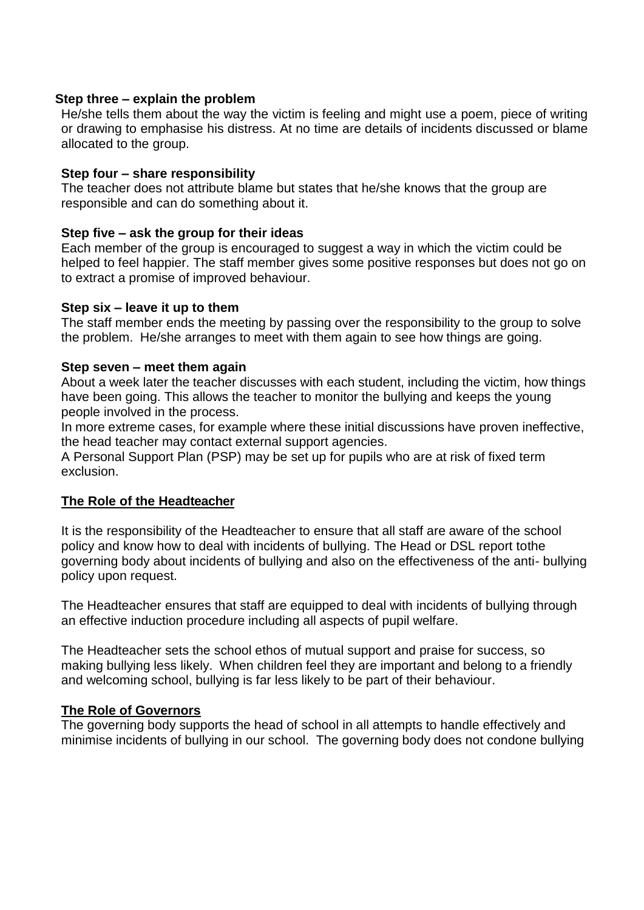**Step three – explain the problem**

He/she tells them about the way the victim is feeling and might use a poem, piece of writing or drawing to emphasise his distress. At no time are details of incidents discussed or blame allocated to the group.

**Step four – share responsibility**

The teacher does not attribute blame but states that he/she knows that the group are responsible and can do something about it.

**Step five – ask the group for their ideas**

Each member of the group is encouraged to suggest a way in which the victim could be helped to feel happier. The staff member gives some positive responses but does not go on to extract a promise of improved behaviour.

**Step six – leave it up to them**

The staff member ends the meeting by passing over the responsibility to the group to solve the problem. He/she arranges to meet with them again to see how things are going.

**Step seven – meet them again**

About a week later the teacher discusses with each student, including the victim, how things have been going. This allows the teacher to monitor the bullying and keeps the young people involved in the process.

In more extreme cases, for example where these initial discussions have proven ineffective, the head teacher may contact external support agencies.

A Personal Support Plan (PSP) may be set up for pupils who are at risk of fixed term exclusion.

## The Role of the Headteacher

It is the responsibility of the Headteacher to ensure that all staff are aware of the school policy and know how to deal with incidents of bullying. The Head or DSL report tothe governing body about incidents of bullying and also on the effectiveness of the anti- bullying policy upon request.

The Headteacher ensures that staff are equipped to deal with incidents of bullying through an effective induction procedure including all aspects of pupil welfare.

The Headteacher sets the school ethos of mutual support and praise for success, so making bullying less likely. When children feel they are important and belong to a friendly and welcoming school, bullying is far less likely to be part of their behaviour.

## The Role of Governors

The governing body supports the head of school in all attempts to handle effectively and minimise incidents of bullying in our school. The governing body does not condone bullying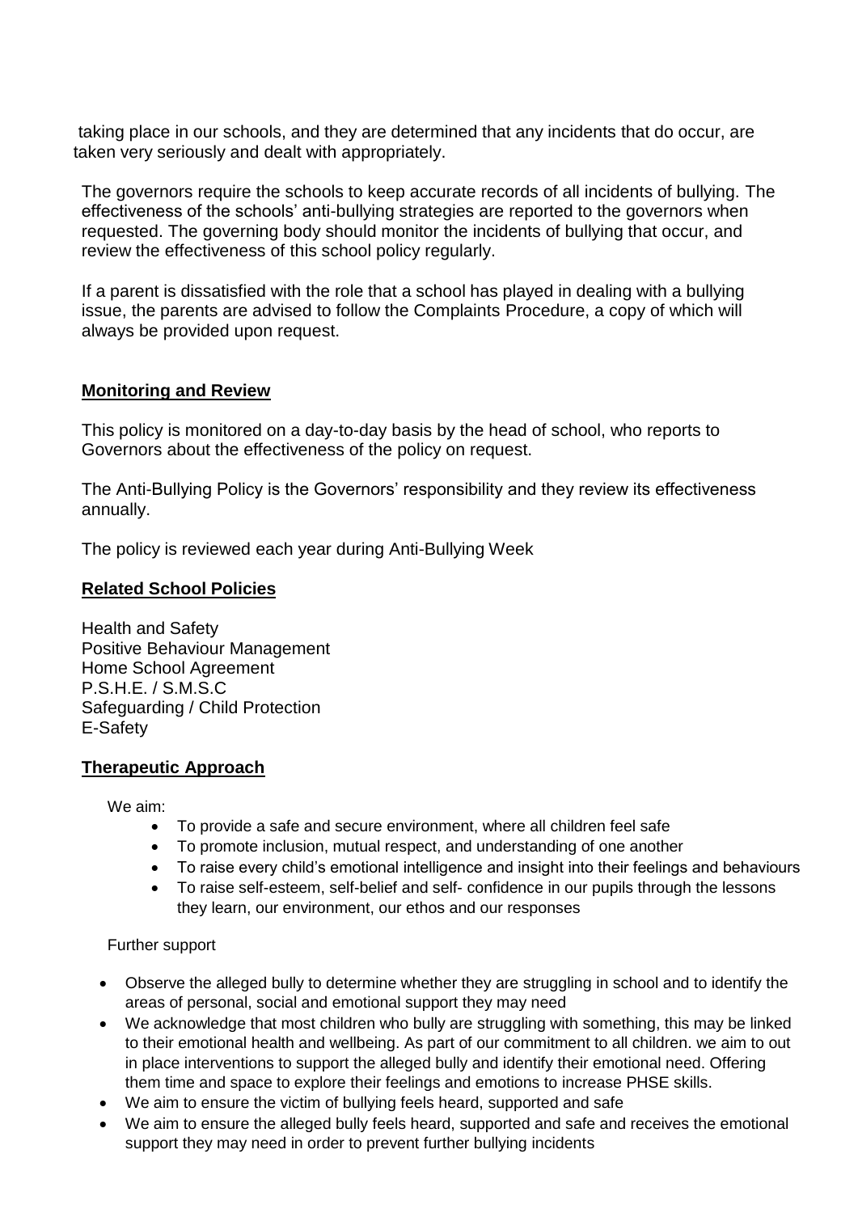taking place in our schools, and they are determined that any incidents that do occur, are taken very seriously and dealt with appropriately.

The governors require the schools to keep accurate records of all incidents of bullying. The effectiveness of the schools' anti-bullying strategies are reported to the governors when requested. The governing body should monitor the incidents of bullying that occur, and review the effectiveness of this school policy regularly.

If a parent is dissatisfied with the role that a school has played in dealing with a bullying issue, the parents are advised to follow the Complaints Procedure, a copy of which will always be provided upon request.

## **Monitoring and Review**

This policy is monitored on a day-to-day basis by the head of school, who reports to Governors about the effectiveness of the policy on request.

The Anti-Bullying Policy is the Governors' responsibility and they review its effectiveness annually.

The policy is reviewed each year during Anti-Bullying Week

## **Related School Policies**

Health and Safety
Positive Behaviour Management
Home School Agreement
P.S.H.E. / S.M.S.C
Safeguarding / Child Protection
E-Safety

## **Therapeutic Approach**

We aim:

- To provide a safe and secure environment, where all children feel safe
- To promote inclusion, mutual respect, and understanding of one another
- To raise every child's emotional intelligence and insight into their feelings and behaviours
- To raise self-esteem, self-belief and self- confidence in our pupils through the lessons they learn, our environment, our ethos and our responses

Further support

- Observe the alleged bully to determine whether they are struggling in school and to identify the areas of personal, social and emotional support they may need
- We acknowledge that most children who bully are struggling with something, this may be linked to their emotional health and wellbeing. As part of our commitment to all children. we aim to out in place interventions to support the alleged bully and identify their emotional need. Offering them time and space to explore their feelings and emotions to increase PHSE skills.
- We aim to ensure the victim of bullying feels heard, supported and safe
- We aim to ensure the alleged bully feels heard, supported and safe and receives the emotional support they may need in order to prevent further bullying incidents